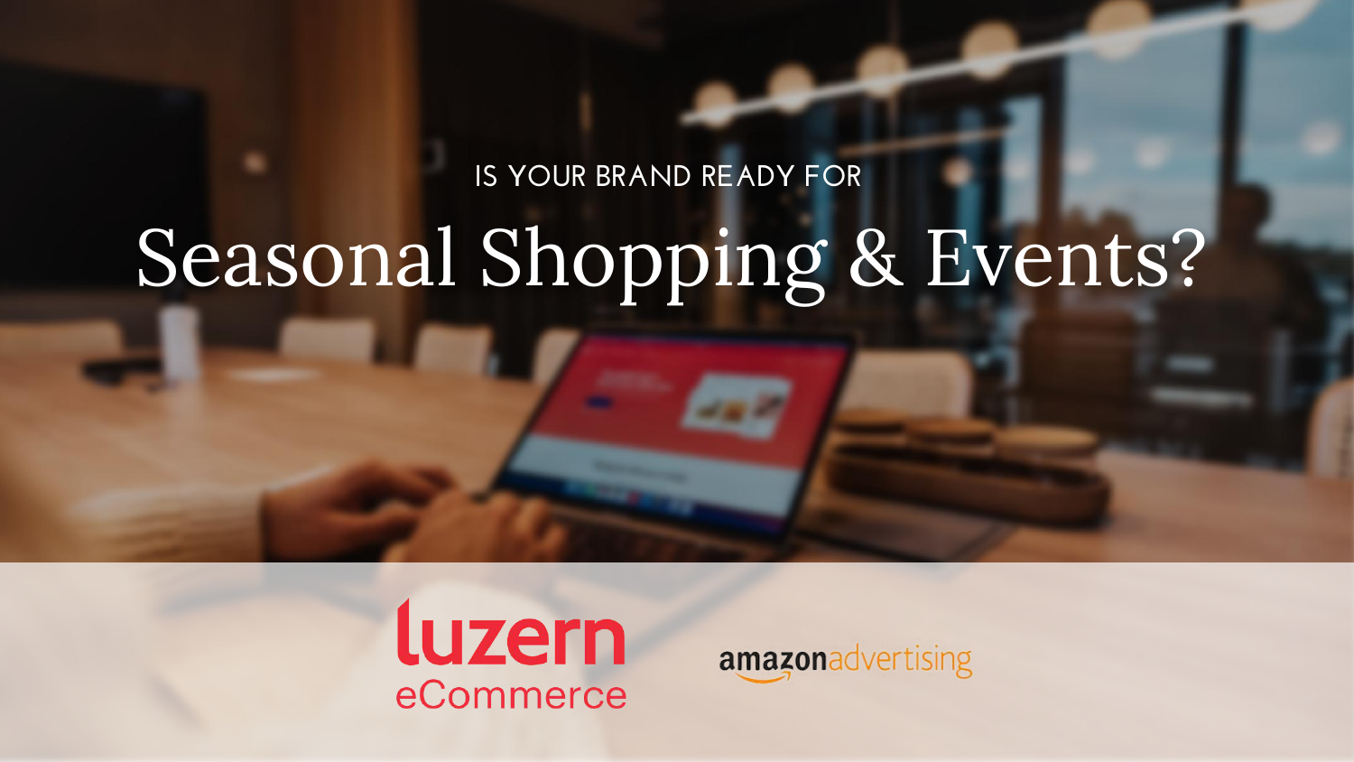IS YOUR BRAND READY FOR

# Seasonal Shopping & Events?

luzern eCommerce

amazonadvertising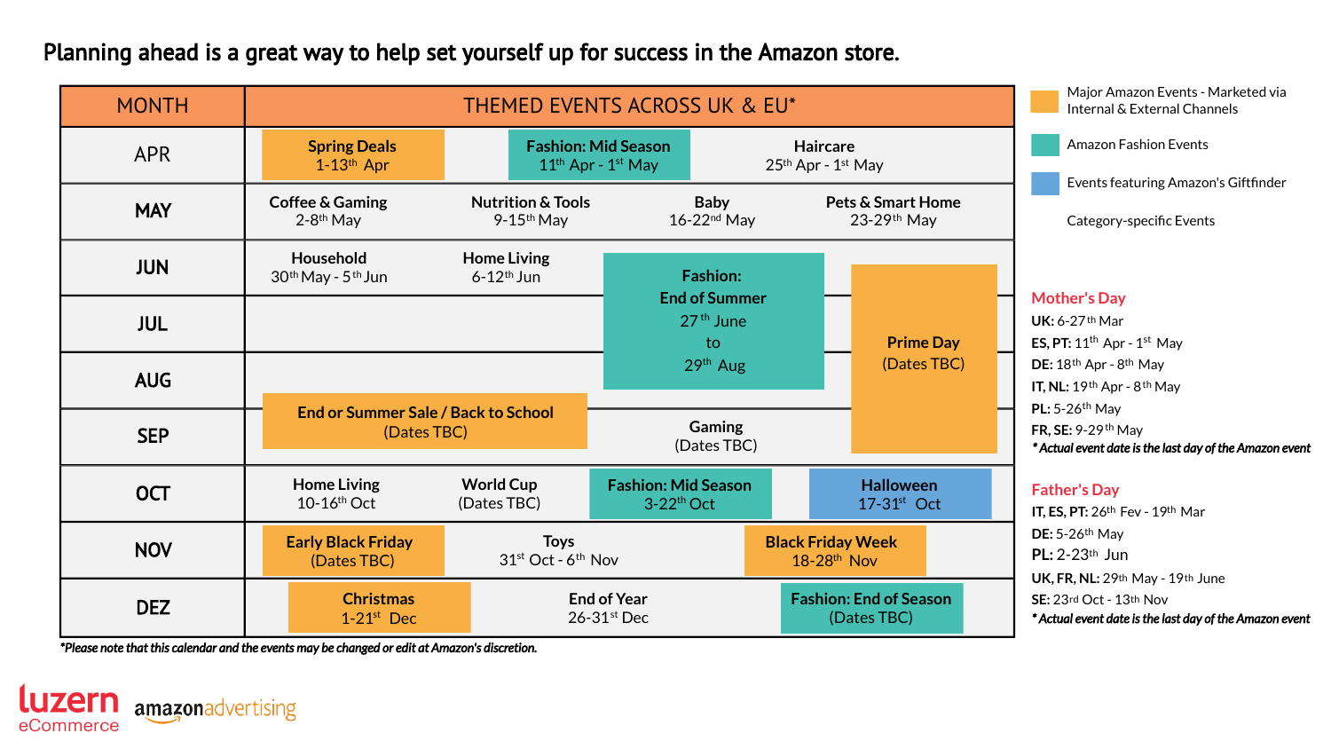# Planning ahead is a great way to help set yourself up for success in the Amazon store.

| MONTH | THEMED EVENTS ACROSS UK & EU* | | | |
|---|---|---|---|---|
| APR | **Spring Deals** 1-13th Apr | **Fashion: Mid Season** 11th Apr - 1st May | **Haircare** 25th Apr - 1st May | |
| MAY | **Coffee & Gaming** 2-8th May | **Nutrition & Tools** 9-15th May | **Baby** 16-22nd May | **Pets & Smart Home** 23-29th May |
| JUN | **Household** 30th May - 5th Jun | **Home Living** 6-12th Jun | **Fashion: End of Summer** 27th June to 29th Aug | **Prime Day** (Dates TBC) |
| JUL | | | | |
| AUG | | | | |
| SEP | **End or Summer Sale / Back to School** (Dates TBC) | | **Gaming** (Dates TBC) | |
| OCT | **Home Living** 10-16th Oct | **World Cup** (Dates TBC) | **Fashion: Mid Season** 3-22th Oct | **Halloween** 17-31st Oct |
| NOV | **Early Black Friday** (Dates TBC) | **Toys** 31st Oct - 6th Nov | | **Black Friday Week** 18-28th Nov |
| DEZ | **Christmas** 1-21st Dec | **End of Year** 26-31st Dec | | **Fashion: End of Season** (Dates TBC) |

*Please note that this calendar and the events may be changed or edit at Amazon's discretion.*

Legend:
- Major Amazon Events - Marketed via Internal & External Channels
- Amazon Fashion Events
- Events featuring Amazon's Giftfinder
- Category-specific Events

**Mother's Day**

- **UK:** 6-27th Mar
- **ES, PT:** 11th Apr - 1st May
- **DE:** 18th Apr - 8th May
- **IT, NL:** 19th Apr - 8th May
- **PL:** 5-26th May
- **FR, SE:** 9-29th May

*\* Actual event date is the last day of the Amazon event*

**Father's Day**

- **IT, ES, PT:** 26th Fev - 19th Mar
- **DE:** 5-26th May
- **PL:** 2-23th Jun
- **UK, FR, NL:** 29th May - 19th June
- **SE:** 23rd Oct - 13th Nov

*\* Actual event date is the last day of the Amazon event*

luzern eCommerce | amazonadvertising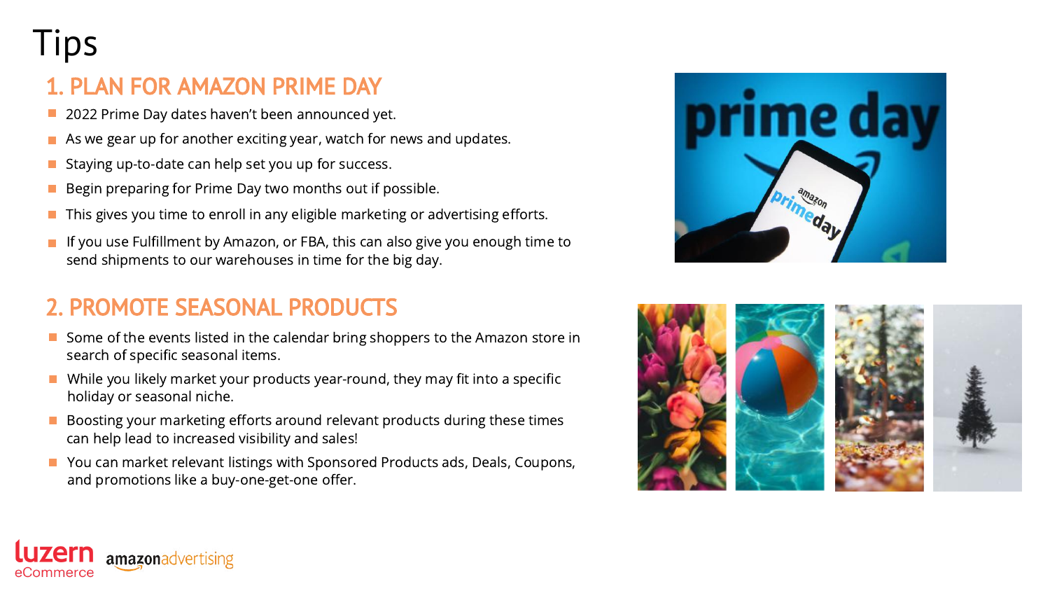# Tips

## 1. PLAN FOR AMAZON PRIME DAY

- 2022 Prime Day dates haven't been announced yet.
- As we gear up for another exciting year, watch for news and updates.
- Staying up-to-date can help set you up for success.
- Begin preparing for Prime Day two months out if possible.
- This gives you time to enroll in any eligible marketing or advertising efforts.
- If you use Fulfillment by Amazon, or FBA, this can also give you enough time to send shipments to our warehouses in time for the big day.

## 2. PROMOTE SEASONAL PRODUCTS

- Some of the events listed in the calendar bring shoppers to the Amazon store in search of specific seasonal items.
- While you likely market your products year-round, they may fit into a specific holiday or seasonal niche.
- Boosting your marketing efforts around relevant products during these times can help lead to increased visibility and sales!
- You can market relevant listings with Sponsored Products ads, Deals, Coupons, and promotions like a buy-one-get-one offer.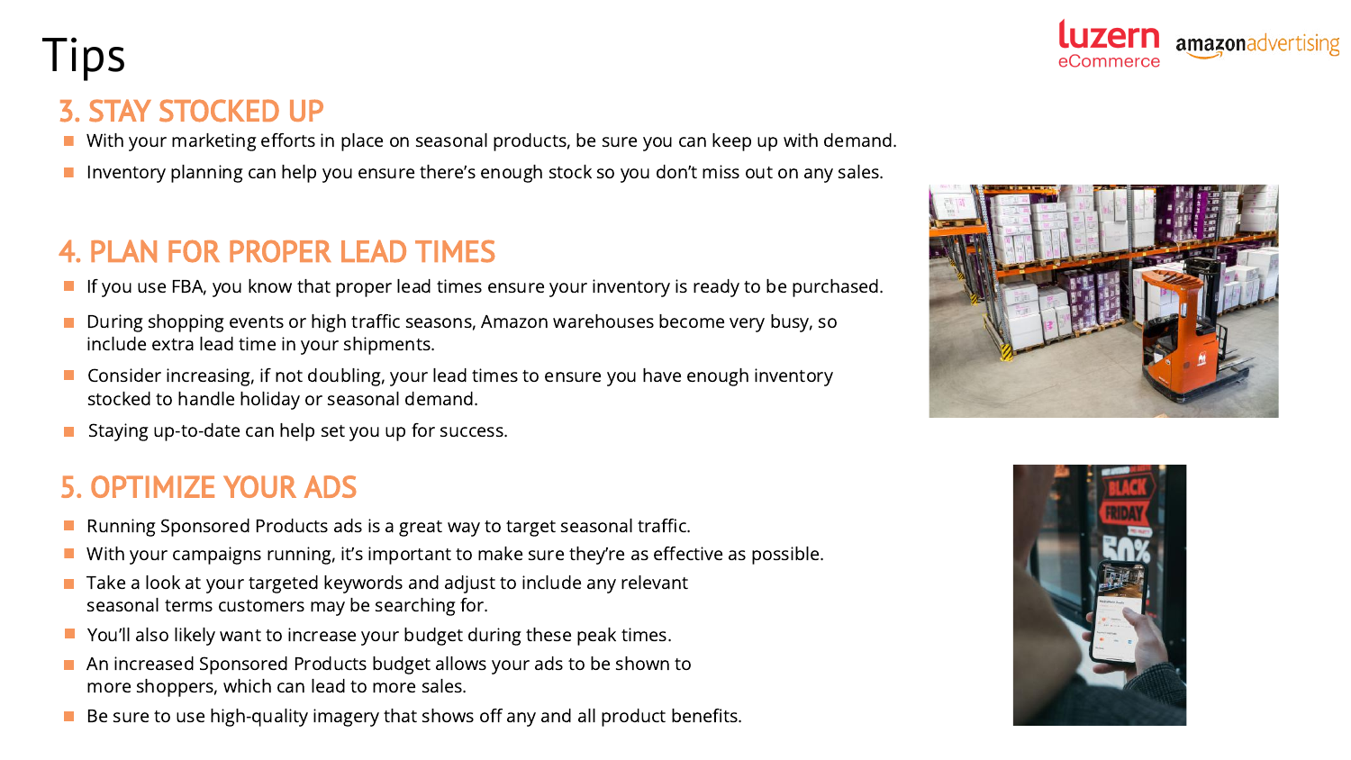# Tips

## 3. STAY STOCKED UP

- With your marketing efforts in place on seasonal products, be sure you can keep up with demand.
- Inventory planning can help you ensure there's enough stock so you don't miss out on any sales.

## 4. PLAN FOR PROPER LEAD TIMES

- If you use FBA, you know that proper lead times ensure your inventory is ready to be purchased.
- During shopping events or high traffic seasons, Amazon warehouses become very busy, so include extra lead time in your shipments.
- Consider increasing, if not doubling, your lead times to ensure you have enough inventory stocked to handle holiday or seasonal demand.
- Staying up-to-date can help set you up for success.

## 5. OPTIMIZE YOUR ADS

- Running Sponsored Products ads is a great way to target seasonal traffic.
- With your campaigns running, it's important to make sure they're as effective as possible.
- Take a look at your targeted keywords and adjust to include any relevant seasonal terms customers may be searching for.
- You'll also likely want to increase your budget during these peak times.
- An increased Sponsored Products budget allows your ads to be shown to more shoppers, which can lead to more sales.
- Be sure to use high-quality imagery that shows off any and all product benefits.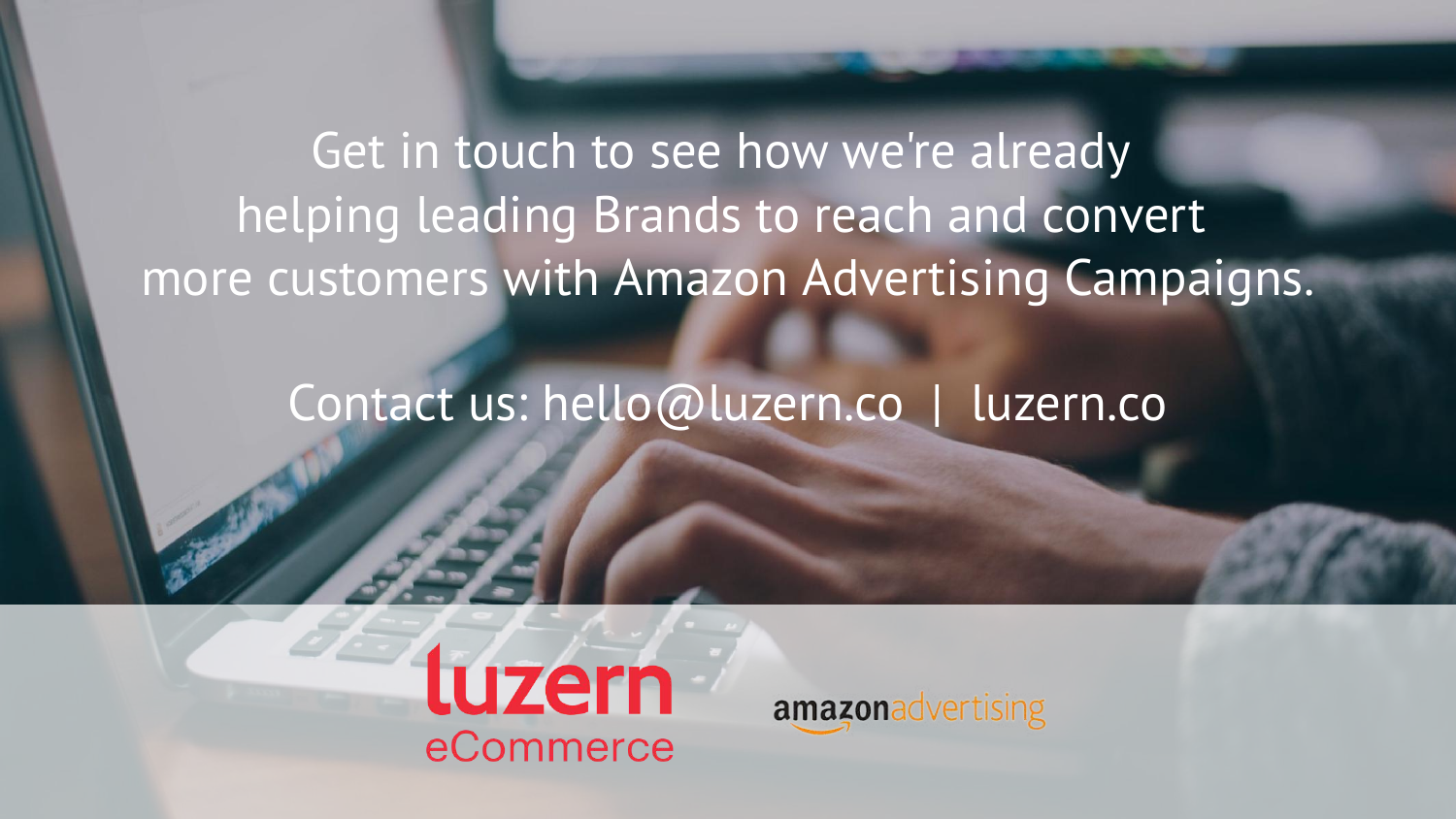Get in touch to see how we're already helping leading Brands to reach and convert more customers with Amazon Advertising Campaigns.

Contact us: hello@luzern.co | luzern.co

luzern eCommerce

amazonadvertising